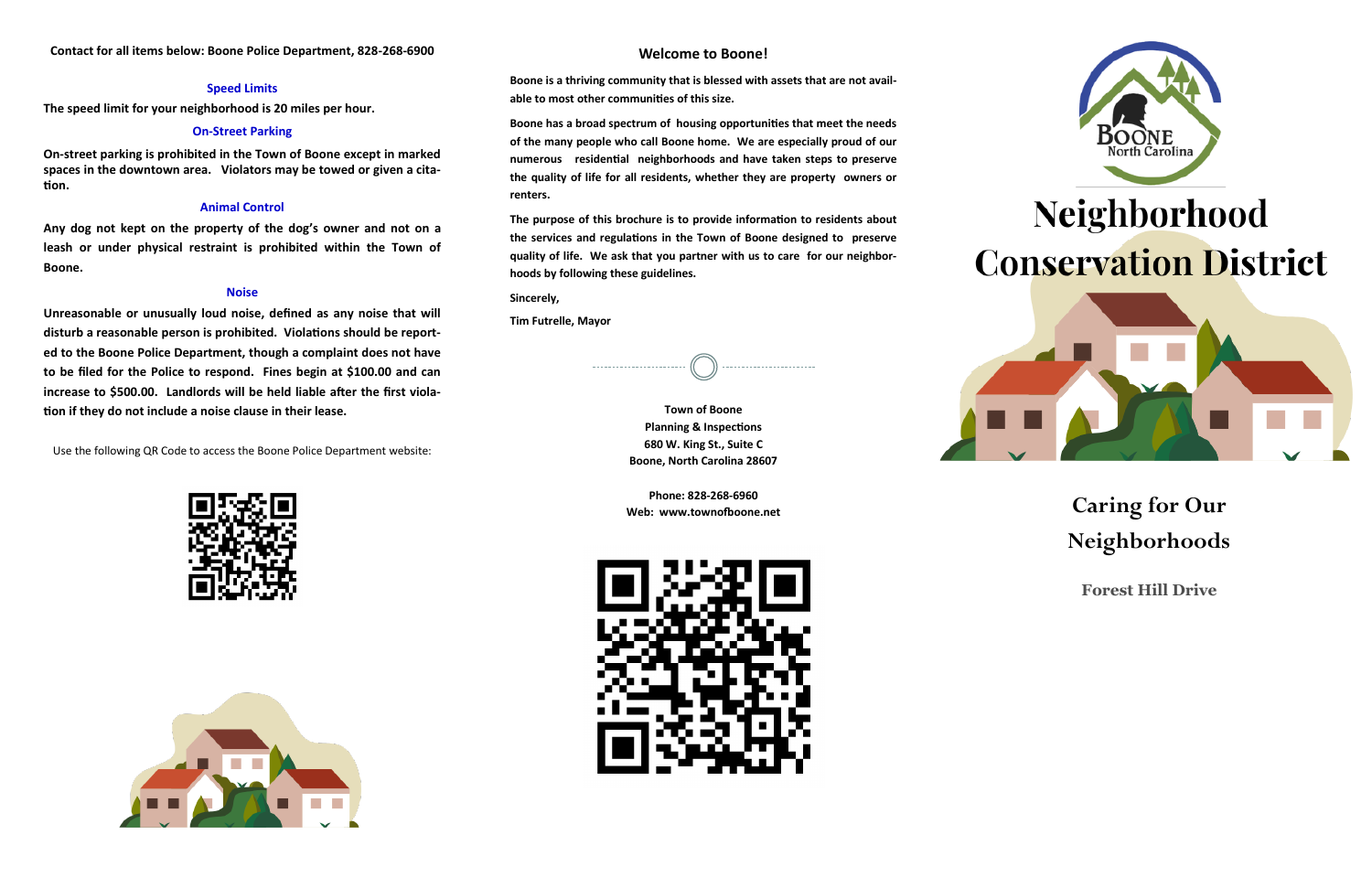Contact for all items below: Boone Police Department, 828-268-6900

### Speed Limits

The speed limit for your neighborhood is 20 miles per hour.

### On-Street Parking

On-street parking is prohibited in the Town of Boone except in marked spaces in the downtown area. Violators may be towed or given a citation.

### Animal Control

Any dog not kept on the property of the dog's owner and not on a leash or under physical restraint is prohibited within the Town of Boone.

### Noise

Unreasonable or unusually loud noise, defined as any noise that will disturb a reasonable person is prohibited. Violations should be reported to the Boone Police Department, though a complaint does not have to be filed for the Police to respond. Fines begin at $100.00 and can increase to $500.00. Landlords will be held liable after the first violation if they do not include a noise clause in their lease.

Use the following QR Code to access the Boone Police Department website:

## Welcome to Boone!

Boone is a thriving community that is blessed with assets that are not available to most other communities of this size.

Boone has a broad spectrum of housing opportunities that meet the needs of the many people who call Boone home. We are especially proud of our numerous residential neighborhoods and have taken steps to preserve the quality of life for all residents, whether they are property owners or renters.

The purpose of this brochure is to provide information to residents about the services and regulations in the Town of Boone designed to preserve quality of life. We ask that you partner with us to care for our neighborhoods by following these guidelines.

Sincerely,

Tim Futrelle, Mayor

Town of Boone
Planning & Inspections
680 W. King St., Suite C
Boone, North Carolina 28607

Phone: 828-268-6960
Web: www.townofboone.net

Boone North Carolina

# Neighborhood Conservation District

## Caring for Our Neighborhoods

### Forest Hill Drive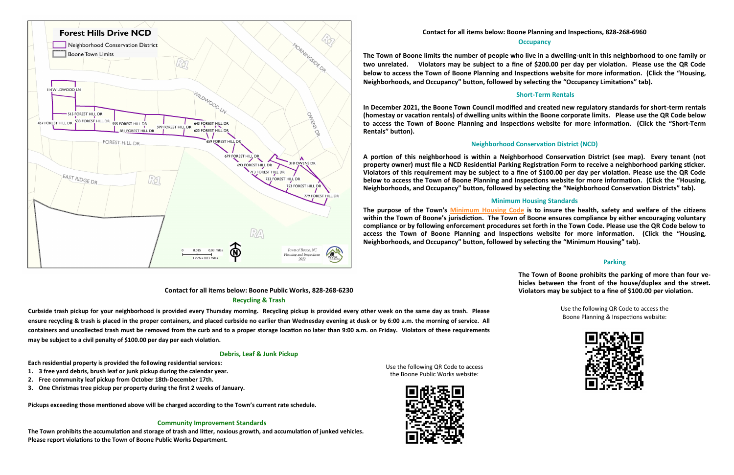# Forest Hills Drive NCD

Neighborhood Conservation District

Boone Town Limits

114 WILDWOOD LN

515 FOREST HILL DR

533 FOREST HILL DR

457 FOREST HILL DR

555 FOREST HILL DR

581 FOREST HILL DR

599 FOREST HILL DR

643 FOREST HILL DR

623 FOREST HILL DR

659 FOREST HILL DR

679 FOREST HILL DR

693 FOREST HILL DR

713 FOREST HILL DR

733 FOREST HILL DR

753 FOREST HILL DR

779 FOREST HILL DR

318 OWENS DR

WILDWOOD LN

FOREST HILL DR

EAST RIDGE DR

MORNINGSIDE DR

OWENS DR

R1

R1

R1

R1

RA

0 0.015 0.03 miles

1 inch = 0.03 miles

N

Town of Boone, NC
Planning and Inspections
2022

**Contact for all items below: Boone Planning and Inspections, 828-268-6960**

## Occupancy

**The Town of Boone limits the number of people who live in a dwelling-unit in this neighborhood to one family or two unrelated. Violators may be subject to a fine of $200.00 per day per violation. Please use the QR Code below to access the Town of Boone Planning and Inspections website for more information. (Click the "Housing, Neighborhoods, and Occupancy" button, followed by selecting the "Occupancy Limitations" tab).**

## Short-Term Rentals

**In December 2021, the Boone Town Council modified and created new regulatory standards for short-term rentals (homestay or vacation rentals) of dwelling units within the Boone corporate limits. Please use the QR Code below to access the Town of Boone Planning and Inspections website for more information. (Click the "Short-Term Rentals" button).**

## Neighborhood Conservation District (NCD)

**A portion of this neighborhood is within a Neighborhood Conservation District (see map). Every tenant (not property owner) must file a NCD Residential Parking Registration Form to receive a neighborhood parking sticker. Violators of this requirement may be subject to a fine of $100.00 per day per violation. Please use the QR Code below to access the Town of Boone Planning and Inspections website for more information. (Click the "Housing, Neighborhoods, and Occupancy" button, followed by selecting the "Neighborhood Conservation Districts" tab).**

## Minimum Housing Standards

**The purpose of the Town's Minimum Housing Code is to insure the health, safety and welfare of the citizens within the Town of Boone's jurisdiction. The Town of Boone ensures compliance by either encouraging voluntary compliance or by following enforcement procedures set forth in the Town Code. Please use the QR Code below to access the Town of Boone Planning and Inspections website for more information. (Click the "Housing, Neighborhoods, and Occupancy" button, followed by selecting the "Minimum Housing" tab).**

## Parking

**The Town of Boone prohibits the parking of more than four vehicles between the front of the house/duplex and the street. Violators may be subject to a fine of $100.00 per violation.**

Use the following QR Code to access the Boone Planning & Inspections website:

**Contact for all items below: Boone Public Works, 828-268-6230**

## Recycling & Trash

**Curbside trash pickup for your neighborhood is provided every Thursday morning. Recycling pickup is provided every other week on the same day as trash. Please ensure recycling & trash is placed in the proper containers, and placed curbside no earlier than Wednesday evening at dusk or by 6:00 a.m. the morning of service. All containers and uncollected trash must be removed from the curb and to a proper storage location no later than 9:00 a.m. on Friday. Violators of these requirements may be subject to a civil penalty of $100.00 per day per each violation.**

## Debris, Leaf & Junk Pickup

**Each residential property is provided the following residential services:**

1. **3 free yard debris, brush leaf or junk pickup during the calendar year.**
2. **Free community leaf pickup from October 18th-December 17th.**
3. **One Christmas tree pickup per property during the first 2 weeks of January.**

**Pickups exceeding those mentioned above will be charged according to the Town's current rate schedule.**

## Community Improvement Standards

**The Town prohibits the accumulation and storage of trash and litter, noxious growth, and accumulation of junked vehicles. Please report violations to the Town of Boone Public Works Department.**

Use the following QR Code to access the Boone Public Works website: